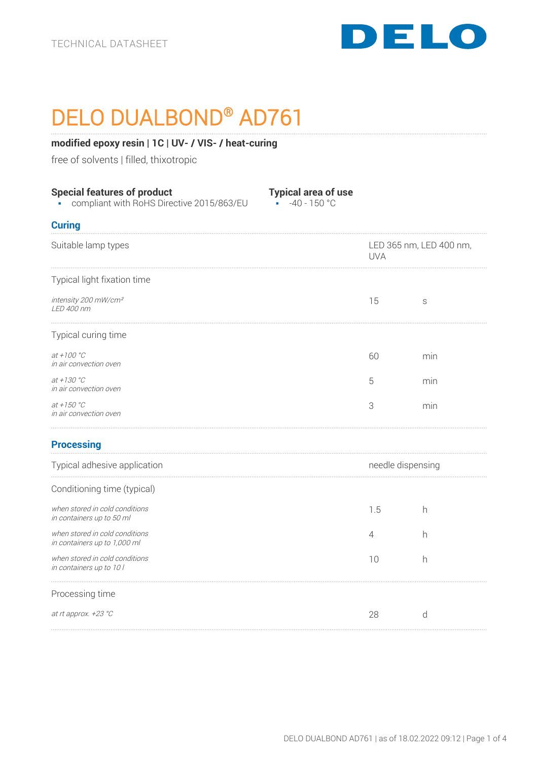TECHNICAL DATASHEET

DELO

# DELO DUALBOND® AD761

**modified epoxy resin | 1C | UV- / VIS- / heat-curing**

free of solvents | filled, thixotropic

**Special features of product**
- compliant with RoHS Directive 2015/863/EU

**Typical area of use**
- -40 - 150 °C

## Curing

| | | |
|---|---|---|
| Suitable lamp types | LED 365 nm, LED 400 nm, UVA | |
| Typical light fixation time | | |
| *intensity 200 mW/cm²* *LED 400 nm* | 15 | s |
| Typical curing time | | |
| *at +100 °C* *in air convection oven* | 60 | min |
| *at +130 °C* *in air convection oven* | 5 | min |
| *at +150 °C* *in air convection oven* | 3 | min |

## Processing

| | | |
|---|---|---|
| Typical adhesive application | needle dispensing | |
| Conditioning time (typical) | | |
| *when stored in cold conditions* *in containers up to 50 ml* | 1.5 | h |
| *when stored in cold conditions* *in containers up to 1,000 ml* | 4 | h |
| *when stored in cold conditions* *in containers up to 10 l* | 10 | h |
| Processing time | | |
| *at rt approx. +23 °C* | 28 | d |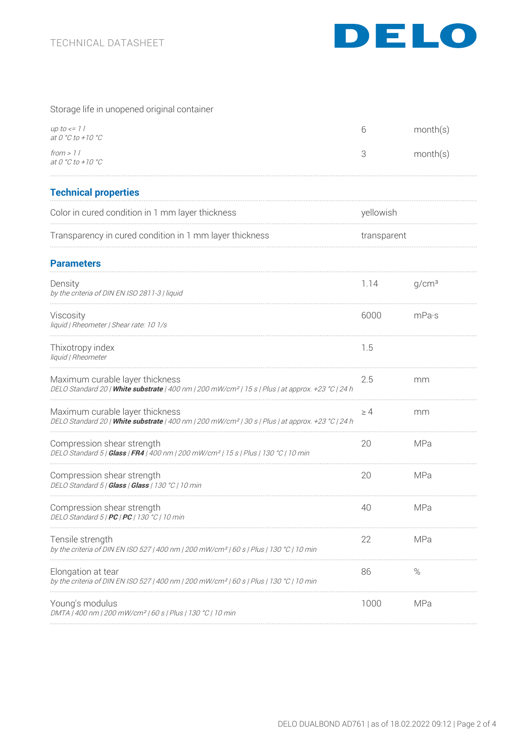Storage life in unopened original container

| | | |
|---|---|---|
| *up to <= 1 l*<br>*at 0 °C to +10 °C* | 6 | month(s) |
| *from > 1 l*<br>*at 0 °C to +10 °C* | 3 | month(s) |

## Technical properties

| | |
|---|---|
| Color in cured condition in 1 mm layer thickness | yellowish |
| Transparency in cured condition in 1 mm layer thickness | transparent |

## Parameters

| | | |
|---|---|---|
| Density<br>*by the criteria of DIN EN ISO 2811-3 \| liquid* | 1.14 | g/cm³ |
| Viscosity<br>*liquid \| Rheometer \| Shear rate: 10 1/s* | 6000 | mPa·s |
| Thixotropy index<br>*liquid \| Rheometer* | 1.5 | |
| Maximum curable layer thickness<br>*DELO Standard 20 \| **White substrate** \| 400 nm \| 200 mW/cm² \| 15 s \| Plus \| at approx. +23 °C \| 24 h* | 2.5 | mm |
| Maximum curable layer thickness<br>*DELO Standard 20 \| **White substrate** \| 400 nm \| 200 mW/cm² \| 30 s \| Plus \| at approx. +23 °C \| 24 h* | ≥ 4 | mm |
| Compression shear strength<br>*DELO Standard 5 \| **Glass** \| **FR4** \| 400 nm \| 200 mW/cm² \| 15 s \| Plus \| 130 °C \| 10 min* | 20 | MPa |
| Compression shear strength<br>*DELO Standard 5 \| **Glass** \| **Glass** \| 130 °C \| 10 min* | 20 | MPa |
| Compression shear strength<br>*DELO Standard 5 \| **PC** \| **PC** \| 130 °C \| 10 min* | 40 | MPa |
| Tensile strength<br>*by the criteria of DIN EN ISO 527 \| 400 nm \| 200 mW/cm² \| 60 s \| Plus \| 130 °C \| 10 min* | 22 | MPa |
| Elongation at tear<br>*by the criteria of DIN EN ISO 527 \| 400 nm \| 200 mW/cm² \| 60 s \| Plus \| 130 °C \| 10 min* | 86 | % |
| Young's modulus<br>*DMTA \| 400 nm \| 200 mW/cm² \| 60 s \| Plus \| 130 °C \| 10 min* | 1000 | MPa |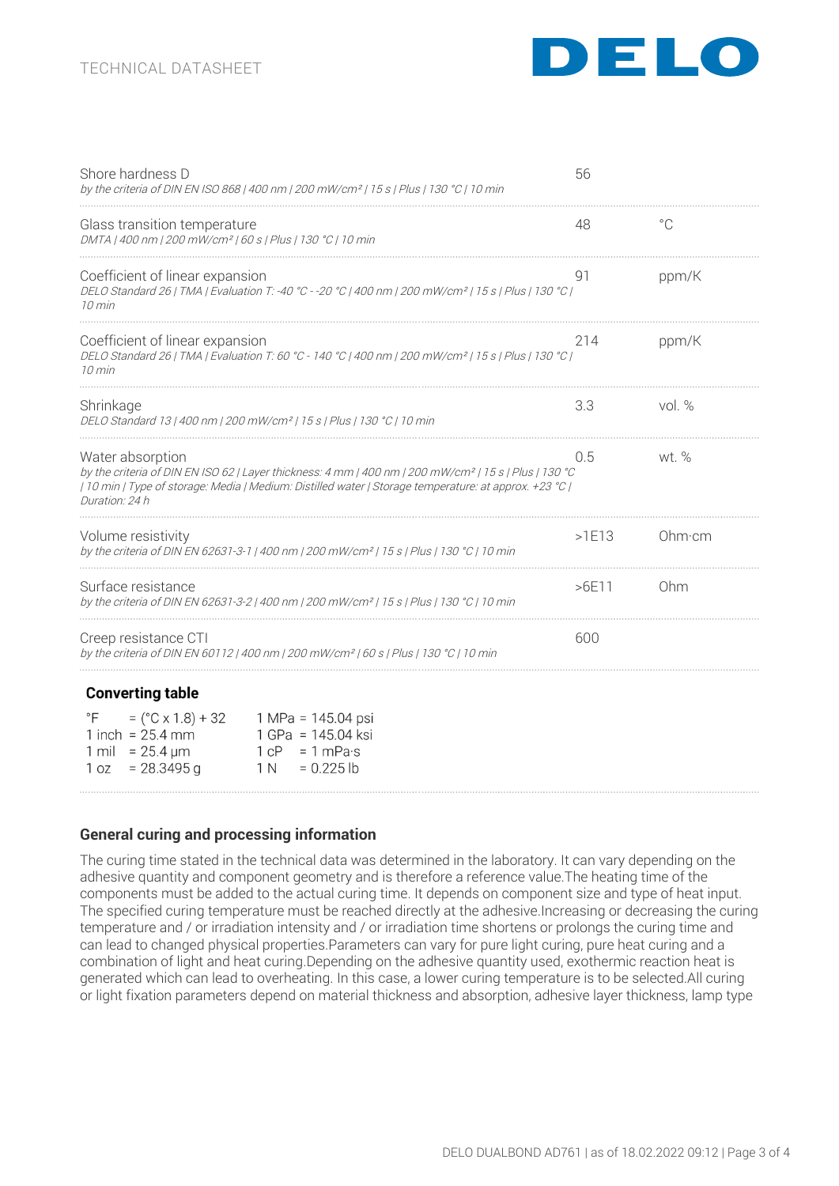| Property | Value | Unit |
|---|---|---|
| Shore hardness D<br>*by the criteria of DIN EN ISO 868 \| 400 nm \| 200 mW/cm² \| 15 s \| Plus \| 130 °C \| 10 min* | 56 | |
| Glass transition temperature<br>*DMTA \| 400 nm \| 200 mW/cm² \| 60 s \| Plus \| 130 °C \| 10 min* | 48 | °C |
| Coefficient of linear expansion<br>*DELO Standard 26 \| TMA \| Evaluation T: -40 °C - -20 °C \| 400 nm \| 200 mW/cm² \| 15 s \| Plus \| 130 °C \| 10 min* | 91 | ppm/K |
| Coefficient of linear expansion<br>*DELO Standard 26 \| TMA \| Evaluation T: 60 °C - 140 °C \| 400 nm \| 200 mW/cm² \| 15 s \| Plus \| 130 °C \| 10 min* | 214 | ppm/K |
| Shrinkage<br>*DELO Standard 13 \| 400 nm \| 200 mW/cm² \| 15 s \| Plus \| 130 °C \| 10 min* | 3.3 | vol. % |
| Water absorption<br>*by the criteria of DIN EN ISO 62 \| Layer thickness: 4 mm \| 400 nm \| 200 mW/cm² \| 15 s \| Plus \| 130 °C \| 10 min \| Type of storage: Media \| Medium: Distilled water \| Storage temperature: at approx. +23 °C \| Duration: 24 h* | 0.5 | wt. % |
| Volume resistivity<br>*by the criteria of DIN EN 62631-3-1 \| 400 nm \| 200 mW/cm² \| 15 s \| Plus \| 130 °C \| 10 min* | >1E13 | Ohm·cm |
| Surface resistance<br>*by the criteria of DIN EN 62631-3-2 \| 400 nm \| 200 mW/cm² \| 15 s \| Plus \| 130 °C \| 10 min* | >6E11 | Ohm |
| Creep resistance CTI<br>*by the criteria of DIN EN 60112 \| 400 nm \| 200 mW/cm² \| 60 s \| Plus \| 130 °C \| 10 min* | 600 | |

**Converting table**

| | |
|---|---|
| °F = (°C x 1.8) + 32 | 1 MPa = 145.04 psi |
| 1 inch = 25.4 mm | 1 GPa = 145.04 ksi |
| 1 mil = 25.4 µm | 1 cP = 1 mPa·s |
| 1 oz = 28.3495 g | 1 N = 0.225 lb |

## General curing and processing information

The curing time stated in the technical data was determined in the laboratory. It can vary depending on the adhesive quantity and component geometry and is therefore a reference value.The heating time of the components must be added to the actual curing time. It depends on component size and type of heat input. The specified curing temperature must be reached directly at the adhesive.Increasing or decreasing the curing temperature and / or irradiation intensity and / or irradiation time shortens or prolongs the curing time and can lead to changed physical properties.Parameters can vary for pure light curing, pure heat curing and a combination of light and heat curing.Depending on the adhesive quantity used, exothermic reaction heat is generated which can lead to overheating. In this case, a lower curing temperature is to be selected.All curing or light fixation parameters depend on material thickness and absorption, adhesive layer thickness, lamp type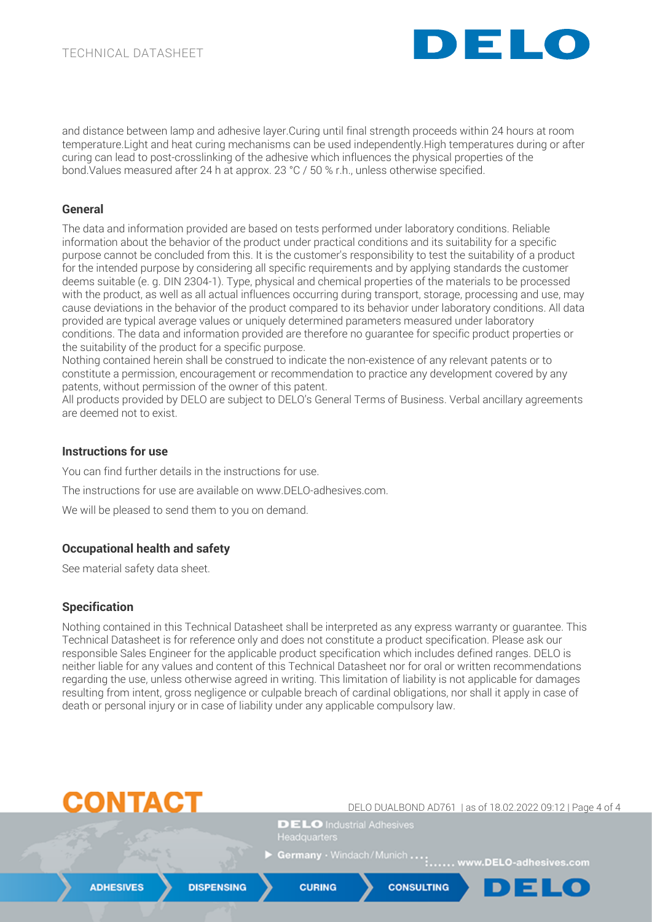and distance between lamp and adhesive layer.Curing until final strength proceeds within 24 hours at room temperature.Light and heat curing mechanisms can be used independently.High temperatures during or after curing can lead to post-crosslinking of the adhesive which influences the physical properties of the bond.Values measured after 24 h at approx. 23 °C / 50 % r.h., unless otherwise specified.

## General

The data and information provided are based on tests performed under laboratory conditions. Reliable information about the behavior of the product under practical conditions and its suitability for a specific purpose cannot be concluded from this. It is the customer's responsibility to test the suitability of a product for the intended purpose by considering all specific requirements and by applying standards the customer deems suitable (e. g. DIN 2304-1). Type, physical and chemical properties of the materials to be processed with the product, as well as all actual influences occurring during transport, storage, processing and use, may cause deviations in the behavior of the product compared to its behavior under laboratory conditions. All data provided are typical average values or uniquely determined parameters measured under laboratory conditions. The data and information provided are therefore no guarantee for specific product properties or the suitability of the product for a specific purpose.
Nothing contained herein shall be construed to indicate the non-existence of any relevant patents or to constitute a permission, encouragement or recommendation to practice any development covered by any patents, without permission of the owner of this patent.
All products provided by DELO are subject to DELO's General Terms of Business. Verbal ancillary agreements are deemed not to exist.

## Instructions for use

You can find further details in the instructions for use.

The instructions for use are available on www.DELO-adhesives.com.

We will be pleased to send them to you on demand.

## Occupational health and safety

See material safety data sheet.

## Specification

Nothing contained in this Technical Datasheet shall be interpreted as any express warranty or guarantee. This Technical Datasheet is for reference only and does not constitute a product specification. Please ask our responsible Sales Engineer for the applicable product specification which includes defined ranges. DELO is neither liable for any values and content of this Technical Datasheet nor for oral or written recommendations regarding the use, unless otherwise agreed in writing. This limitation of liability is not applicable for damages resulting from intent, gross negligence or culpable breach of cardinal obligations, nor shall it apply in case of death or personal injury or in case of liability under any applicable compulsory law.

## CONTACT

DELO Industrial Adhesives
Headquarters

Germany · Windach/Munich ...... www.DELO-adhesives.com

ADHESIVES | DISPENSING | CURING | CONSULTING